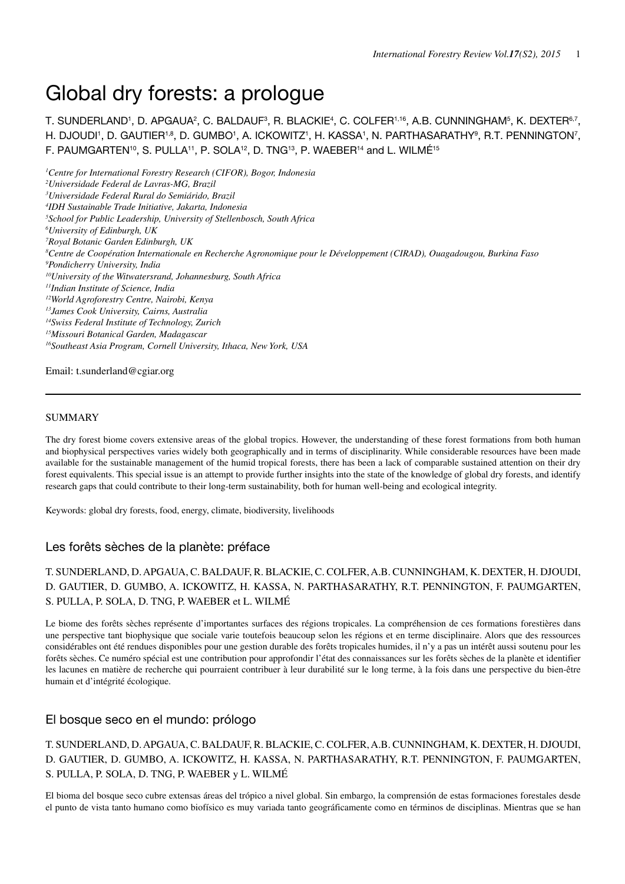# Global dry forests: a prologue

T. SUNDERLAND[1], D. APGAUA[2], C. BALDAUF[3], R. BLACKIE[4], C. COLFER[1,16], A.B. CUNNINGHAM[5], K. DEXTER[6,7], H. DJOUDI[1], D. GAUTIER[1,8], D. GUMBO[1], A. ICKOWITZ[1], H. KASSA[1], N. PARTHASARATHY[9], R.T. PENNINGTON[7], F. PAUMGARTEN[10], S. PULLA[11], P. SOLA[12], D. TNG[13], P. WAEBER[14] and L. WILMÉ[15]

*[1]Centre for International Forestry Research (CIFOR), Bogor, Indonesia*
*[2]Universidade Federal de Lavras-MG, Brazil*
*[3]Universidade Federal Rural do Semiárido, Brazil*
*[4]IDH Sustainable Trade Initiative, Jakarta, Indonesia*
*[5]School for Public Leadership, University of Stellenbosch, South Africa*
*[6]University of Edinburgh, UK*
*[7]Royal Botanic Garden Edinburgh, UK*
*[8]Centre de Coopération Internationale en Recherche Agronomique pour le Développement (CIRAD), Ouagadougou, Burkina Faso*
*[9]Pondicherry University, India*
*[10]University of the Witwatersrand, Johannesburg, South Africa*
*[11]Indian Institute of Science, India*
*[12]World Agroforestry Centre, Nairobi, Kenya*
*[13]James Cook University, Cairns, Australia*
*[14]Swiss Federal Institute of Technology, Zurich*
*[15]Missouri Botanical Garden, Madagascar*
*[16]Southeast Asia Program, Cornell University, Ithaca, New York, USA*

Email: t.sunderland@cgiar.org

---

## SUMMARY

The dry forest biome covers extensive areas of the global tropics. However, the understanding of these forest formations from both human and biophysical perspectives varies widely both geographically and in terms of disciplinarity. While considerable resources have been made available for the sustainable management of the humid tropical forests, there has been a lack of comparable sustained attention on their dry forest equivalents. This special issue is an attempt to provide further insights into the state of the knowledge of global dry forests, and identify research gaps that could contribute to their long-term sustainability, both for human well-being and ecological integrity.

Keywords: global dry forests, food, energy, climate, biodiversity, livelihoods

## Les forêts sèches de la planète: préface

T. SUNDERLAND, D. APGAUA, C. BALDAUF, R. BLACKIE, C. COLFER, A.B. CUNNINGHAM, K. DEXTER, H. DJOUDI, D. GAUTIER, D. GUMBO, A. ICKOWITZ, H. KASSA, N. PARTHASARATHY, R.T. PENNINGTON, F. PAUMGARTEN, S. PULLA, P. SOLA, D. TNG, P. WAEBER et L. WILMÉ

Le biome des forêts sèches représente d'importantes surfaces des régions tropicales. La compréhension de ces formations forestières dans une perspective tant biophysique que sociale varie toutefois beaucoup selon les régions et en terme disciplinaire. Alors que des ressources considérables ont été rendues disponibles pour une gestion durable des forêts tropicales humides, il n'y a pas un intérêt aussi soutenu pour les forêts sèches. Ce numéro spécial est une contribution pour approfondir l'état des connaissances sur les forêts sèches de la planète et identifier les lacunes en matière de recherche qui pourraient contribuer à leur durabilité sur le long terme, à la fois dans une perspective du bien-être humain et d'intégrité écologique.

## El bosque seco en el mundo: prólogo

T. SUNDERLAND, D. APGAUA, C. BALDAUF, R. BLACKIE, C. COLFER, A.B. CUNNINGHAM, K. DEXTER, H. DJOUDI, D. GAUTIER, D. GUMBO, A. ICKOWITZ, H. KASSA, N. PARTHASARATHY, R.T. PENNINGTON, F. PAUMGARTEN, S. PULLA, P. SOLA, D. TNG, P. WAEBER y L. WILMÉ

El bioma del bosque seco cubre extensas áreas del trópico a nivel global. Sin embargo, la comprensión de estas formaciones forestales desde el punto de vista tanto humano como biofísico es muy variada tanto geográficamente como en términos de disciplinas. Mientras que se han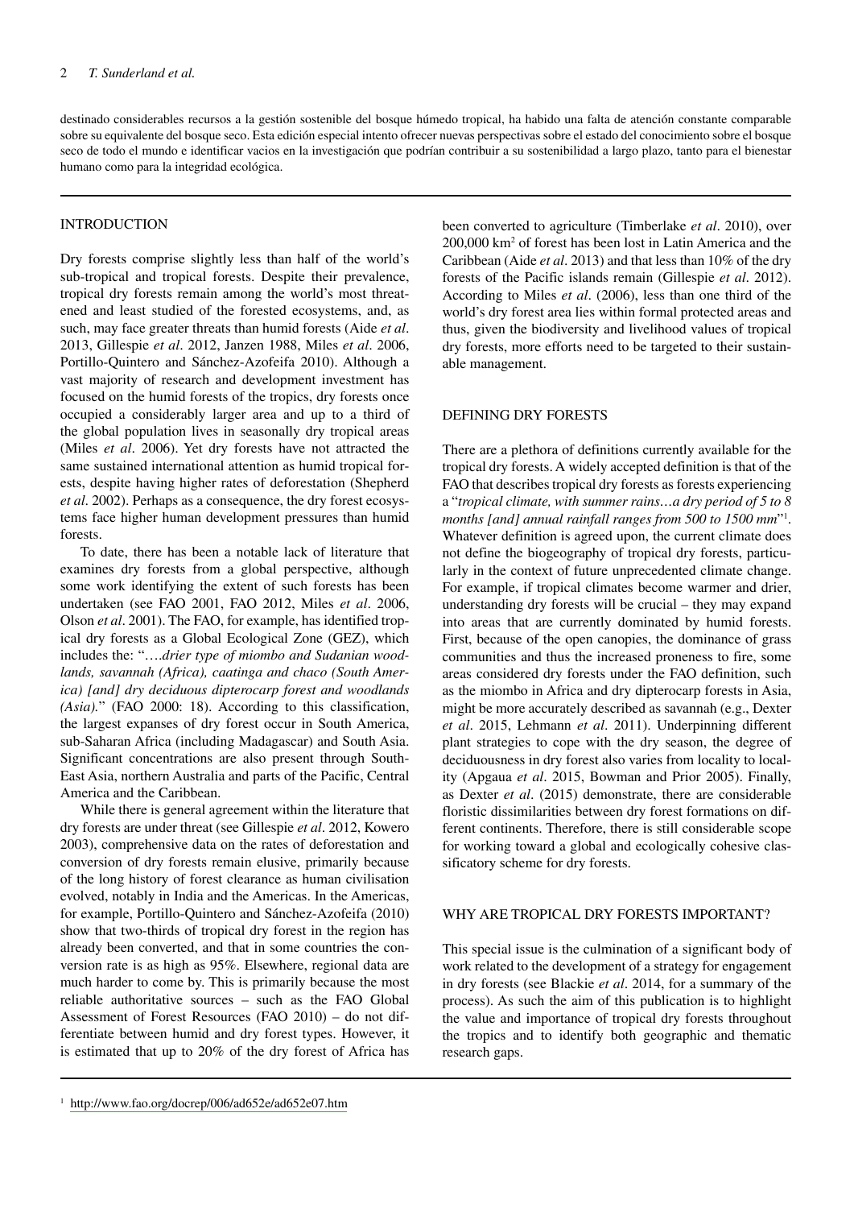destinado considerables recursos a la gestión sostenible del bosque húmedo tropical, ha habido una falta de atención constante comparable sobre su equivalente del bosque seco. Esta edición especial intento ofrecer nuevas perspectivas sobre el estado del conocimiento sobre el bosque seco de todo el mundo e identificar vacíos en la investigación que podrían contribuir a su sostenibilidad a largo plazo, tanto para el bienestar humano como para la integridad ecológica.

## INTRODUCTION

Dry forests comprise slightly less than half of the world's sub-tropical and tropical forests. Despite their prevalence, tropical dry forests remain among the world's most threatened and least studied of the forested ecosystems, and, as such, may face greater threats than humid forests (Aide *et al*. 2013, Gillespie *et al*. 2012, Janzen 1988, Miles *et al*. 2006, Portillo-Quintero and Sánchez-Azofeifa 2010). Although a vast majority of research and development investment has focused on the humid forests of the tropics, dry forests once occupied a considerably larger area and up to a third of the global population lives in seasonally dry tropical areas (Miles *et al*. 2006). Yet dry forests have not attracted the same sustained international attention as humid tropical forests, despite having higher rates of deforestation (Shepherd *et al*. 2002). Perhaps as a consequence, the dry forest ecosystems face higher human development pressures than humid forests.

To date, there has been a notable lack of literature that examines dry forests from a global perspective, although some work identifying the extent of such forests has been undertaken (see FAO 2001, FAO 2012, Miles *et al*. 2006, Olson *et al*. 2001). The FAO, for example, has identified tropical dry forests as a Global Ecological Zone (GEZ), which includes the: "….*drier type of miombo and Sudanian woodlands, savannah (Africa), caatinga and chaco (South America) [and] dry deciduous dipterocarp forest and woodlands (Asia).*" (FAO 2000: 18). According to this classification, the largest expanses of dry forest occur in South America, sub-Saharan Africa (including Madagascar) and South Asia. Significant concentrations are also present through South-East Asia, northern Australia and parts of the Pacific, Central America and the Caribbean.

While there is general agreement within the literature that dry forests are under threat (see Gillespie *et al*. 2012, Kowero 2003), comprehensive data on the rates of deforestation and conversion of dry forests remain elusive, primarily because of the long history of forest clearance as human civilisation evolved, notably in India and the Americas. In the Americas, for example, Portillo-Quintero and Sánchez-Azofeifa (2010) show that two-thirds of tropical dry forest in the region has already been converted, and that in some countries the conversion rate is as high as 95%. Elsewhere, regional data are much harder to come by. This is primarily because the most reliable authoritative sources – such as the FAO Global Assessment of Forest Resources (FAO 2010) – do not differentiate between humid and dry forest types. However, it is estimated that up to 20% of the dry forest of Africa has been converted to agriculture (Timberlake *et al*. 2010), over 200,000 km$^2$ of forest has been lost in Latin America and the Caribbean (Aide *et al*. 2013) and that less than 10% of the dry forests of the Pacific islands remain (Gillespie *et al.* 2012). According to Miles *et al*. (2006), less than one third of the world's dry forest area lies within formal protected areas and thus, given the biodiversity and livelihood values of tropical dry forests, more efforts need to be targeted to their sustainable management.

## DEFINING DRY FORESTS

There are a plethora of definitions currently available for the tropical dry forests. A widely accepted definition is that of the FAO that describes tropical dry forests as forests experiencing a "*tropical climate, with summer rains…a dry period of 5 to 8 months [and] annual rainfall ranges from 500 to 1500 mm*"[1]. Whatever definition is agreed upon, the current climate does not define the biogeography of tropical dry forests, particularly in the context of future unprecedented climate change. For example, if tropical climates become warmer and drier, understanding dry forests will be crucial – they may expand into areas that are currently dominated by humid forests. First, because of the open canopies, the dominance of grass communities and thus the increased proneness to fire, some areas considered dry forests under the FAO definition, such as the miombo in Africa and dry dipterocarp forests in Asia, might be more accurately described as savannah (e.g., Dexter *et al*. 2015, Lehmann *et al*. 2011). Underpinning different plant strategies to cope with the dry season, the degree of deciduousness in dry forest also varies from locality to locality (Apgaua *et al*. 2015, Bowman and Prior 2005). Finally, as Dexter *et al*. (2015) demonstrate, there are considerable floristic dissimilarities between dry forest formations on different continents. Therefore, there is still considerable scope for working toward a global and ecologically cohesive classificatory scheme for dry forests.

## WHY ARE TROPICAL DRY FORESTS IMPORTANT?

This special issue is the culmination of a significant body of work related to the development of a strategy for engagement in dry forests (see Blackie *et al*. 2014, for a summary of the process). As such the aim of this publication is to highlight the value and importance of tropical dry forests throughout the tropics and to identify both geographic and thematic research gaps.

[1] http://www.fao.org/docrep/006/ad652e/ad652e07.htm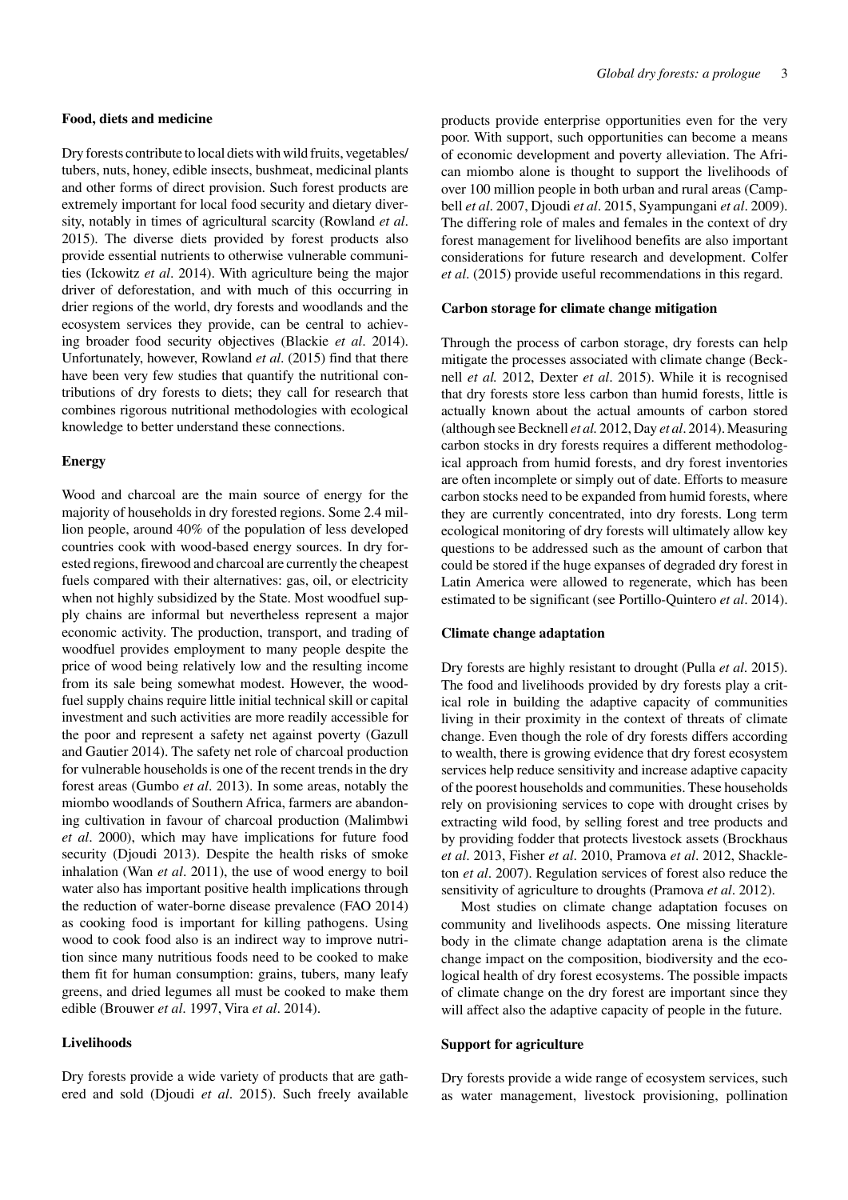### Food, diets and medicine

Dry forests contribute to local diets with wild fruits, vegetables/tubers, nuts, honey, edible insects, bushmeat, medicinal plants and other forms of direct provision. Such forest products are extremely important for local food security and dietary diversity, notably in times of agricultural scarcity (Rowland *et al*. 2015). The diverse diets provided by forest products also provide essential nutrients to otherwise vulnerable communities (Ickowitz *et al*. 2014). With agriculture being the major driver of deforestation, and with much of this occurring in drier regions of the world, dry forests and woodlands and the ecosystem services they provide, can be central to achieving broader food security objectives (Blackie *et al*. 2014). Unfortunately, however, Rowland *et al*. (2015) find that there have been very few studies that quantify the nutritional contributions of dry forests to diets; they call for research that combines rigorous nutritional methodologies with ecological knowledge to better understand these connections.

### Energy

Wood and charcoal are the main source of energy for the majority of households in dry forested regions. Some 2.4 million people, around 40% of the population of less developed countries cook with wood-based energy sources. In dry forested regions, firewood and charcoal are currently the cheapest fuels compared with their alternatives: gas, oil, or electricity when not highly subsidized by the State. Most woodfuel supply chains are informal but nevertheless represent a major economic activity. The production, transport, and trading of woodfuel provides employment to many people despite the price of wood being relatively low and the resulting income from its sale being somewhat modest. However, the woodfuel supply chains require little initial technical skill or capital investment and such activities are more readily accessible for the poor and represent a safety net against poverty (Gazull and Gautier 2014). The safety net role of charcoal production for vulnerable households is one of the recent trends in the dry forest areas (Gumbo *et al*. 2013). In some areas, notably the miombo woodlands of Southern Africa, farmers are abandoning cultivation in favour of charcoal production (Malimbwi *et al*. 2000), which may have implications for future food security (Djoudi 2013). Despite the health risks of smoke inhalation (Wan *et al*. 2011), the use of wood energy to boil water also has important positive health implications through the reduction of water-borne disease prevalence (FAO 2014) as cooking food is important for killing pathogens. Using wood to cook food also is an indirect way to improve nutrition since many nutritious foods need to be cooked to make them fit for human consumption: grains, tubers, many leafy greens, and dried legumes all must be cooked to make them edible (Brouwer *et al*. 1997, Vira *et al*. 2014).

### Livelihoods

Dry forests provide a wide variety of products that are gathered and sold (Djoudi *et al*. 2015). Such freely available products provide enterprise opportunities even for the very poor. With support, such opportunities can become a means of economic development and poverty alleviation. The African miombo alone is thought to support the livelihoods of over 100 million people in both urban and rural areas (Campbell *et al*. 2007, Djoudi *et al*. 2015, Syampungani *et al*. 2009). The differing role of males and females in the context of dry forest management for livelihood benefits are also important considerations for future research and development. Colfer *et al*. (2015) provide useful recommendations in this regard.

### Carbon storage for climate change mitigation

Through the process of carbon storage, dry forests can help mitigate the processes associated with climate change (Becknell *et al.* 2012, Dexter *et al*. 2015). While it is recognised that dry forests store less carbon than humid forests, little is actually known about the actual amounts of carbon stored (although see Becknell *et al.* 2012, Day *et al*. 2014). Measuring carbon stocks in dry forests requires a different methodological approach from humid forests, and dry forest inventories are often incomplete or simply out of date. Efforts to measure carbon stocks need to be expanded from humid forests, where they are currently concentrated, into dry forests. Long term ecological monitoring of dry forests will ultimately allow key questions to be addressed such as the amount of carbon that could be stored if the huge expanses of degraded dry forest in Latin America were allowed to regenerate, which has been estimated to be significant (see Portillo-Quintero *et al*. 2014).

### Climate change adaptation

Dry forests are highly resistant to drought (Pulla *et al*. 2015). The food and livelihoods provided by dry forests play a critical role in building the adaptive capacity of communities living in their proximity in the context of threats of climate change. Even though the role of dry forests differs according to wealth, there is growing evidence that dry forest ecosystem services help reduce sensitivity and increase adaptive capacity of the poorest households and communities. These households rely on provisioning services to cope with drought crises by extracting wild food, by selling forest and tree products and by providing fodder that protects livestock assets (Brockhaus *et al*. 2013, Fisher *et al.* 2010, Pramova *et al*. 2012, Shackleton *et al*. 2007). Regulation services of forest also reduce the sensitivity of agriculture to droughts (Pramova *et al*. 2012).

Most studies on climate change adaptation focuses on community and livelihoods aspects. One missing literature body in the climate change adaptation arena is the climate change impact on the composition, biodiversity and the ecological health of dry forest ecosystems. The possible impacts of climate change on the dry forest are important since they will affect also the adaptive capacity of people in the future.

### Support for agriculture

Dry forests provide a wide range of ecosystem services, such as water management, livestock provisioning, pollination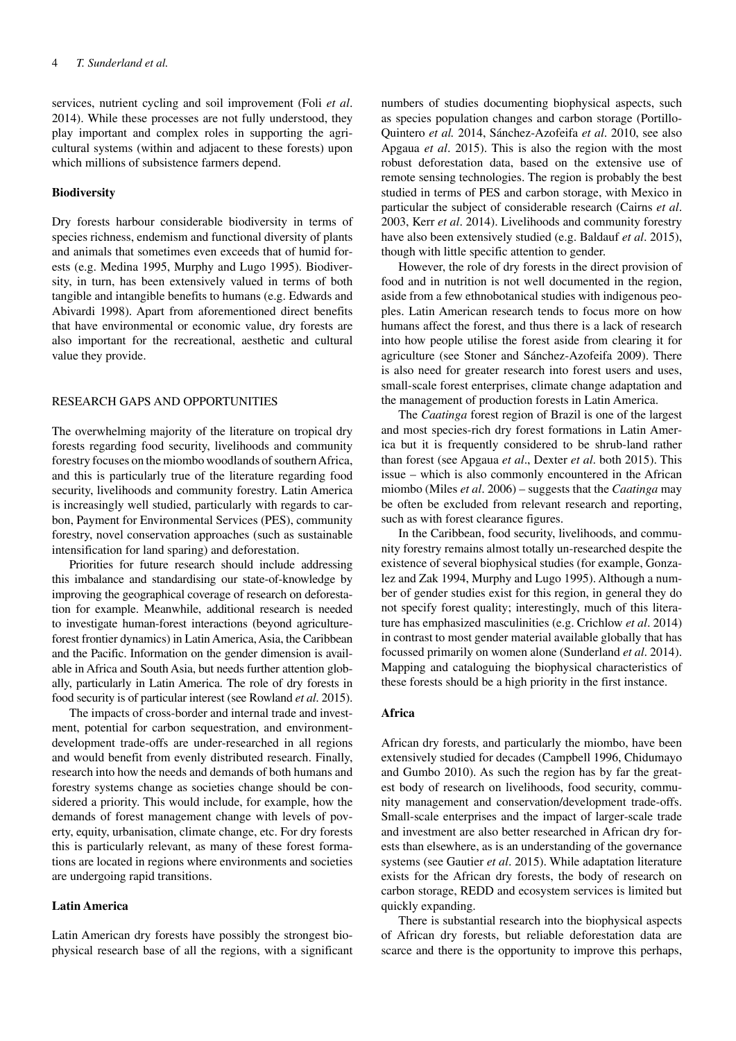services, nutrient cycling and soil improvement (Foli *et al*. 2014). While these processes are not fully understood, they play important and complex roles in supporting the agricultural systems (within and adjacent to these forests) upon which millions of subsistence farmers depend.

### Biodiversity

Dry forests harbour considerable biodiversity in terms of species richness, endemism and functional diversity of plants and animals that sometimes even exceeds that of humid forests (e.g. Medina 1995, Murphy and Lugo 1995). Biodiversity, in turn, has been extensively valued in terms of both tangible and intangible benefits to humans (e.g. Edwards and Abivardi 1998). Apart from aforementioned direct benefits that have environmental or economic value, dry forests are also important for the recreational, aesthetic and cultural value they provide.

## RESEARCH GAPS AND OPPORTUNITIES

The overwhelming majority of the literature on tropical dry forests regarding food security, livelihoods and community forestry focuses on the miombo woodlands of southern Africa, and this is particularly true of the literature regarding food security, livelihoods and community forestry. Latin America is increasingly well studied, particularly with regards to carbon, Payment for Environmental Services (PES), community forestry, novel conservation approaches (such as sustainable intensification for land sparing) and deforestation.

Priorities for future research should include addressing this imbalance and standardising our state-of-knowledge by improving the geographical coverage of research on deforestation for example. Meanwhile, additional research is needed to investigate human-forest interactions (beyond agriculture-forest frontier dynamics) in Latin America, Asia, the Caribbean and the Pacific. Information on the gender dimension is available in Africa and South Asia, but needs further attention globally, particularly in Latin America. The role of dry forests in food security is of particular interest (see Rowland *et al*. 2015).

The impacts of cross-border and internal trade and investment, potential for carbon sequestration, and environment-development trade-offs are under-researched in all regions and would benefit from evenly distributed research. Finally, research into how the needs and demands of both humans and forestry systems change as societies change should be considered a priority. This would include, for example, how the demands of forest management change with levels of poverty, equity, urbanisation, climate change, etc. For dry forests this is particularly relevant, as many of these forest formations are located in regions where environments and societies are undergoing rapid transitions.

### Latin America

Latin American dry forests have possibly the strongest biophysical research base of all the regions, with a significant numbers of studies documenting biophysical aspects, such as species population changes and carbon storage (Portillo-Quintero *et al.* 2014, Sánchez-Azofeifa *et al*. 2010, see also Apgaua *et al*. 2015). This is also the region with the most robust deforestation data, based on the extensive use of remote sensing technologies. The region is probably the best studied in terms of PES and carbon storage, with Mexico in particular the subject of considerable research (Cairns *et al*. 2003, Kerr *et al*. 2014). Livelihoods and community forestry have also been extensively studied (e.g. Baldauf *et al*. 2015), though with little specific attention to gender.

However, the role of dry forests in the direct provision of food and in nutrition is not well documented in the region, aside from a few ethnobotanical studies with indigenous peoples. Latin American research tends to focus more on how humans affect the forest, and thus there is a lack of research into how people utilise the forest aside from clearing it for agriculture (see Stoner and Sánchez-Azofeifa 2009). There is also need for greater research into forest users and uses, small-scale forest enterprises, climate change adaptation and the management of production forests in Latin America.

The *Caatinga* forest region of Brazil is one of the largest and most species-rich dry forest formations in Latin America but it is frequently considered to be shrub-land rather than forest (see Apgaua *et al*., Dexter *et al*. both 2015). This issue – which is also commonly encountered in the African miombo (Miles *et al*. 2006) – suggests that the *Caatinga* may be often be excluded from relevant research and reporting, such as with forest clearance figures.

In the Caribbean, food security, livelihoods, and community forestry remains almost totally un-researched despite the existence of several biophysical studies (for example, Gonzalez and Zak 1994, Murphy and Lugo 1995). Although a number of gender studies exist for this region, in general they do not specify forest quality; interestingly, much of this literature has emphasized masculinities (e.g. Crichlow *et al*. 2014) in contrast to most gender material available globally that has focussed primarily on women alone (Sunderland *et al*. 2014). Mapping and cataloguing the biophysical characteristics of these forests should be a high priority in the first instance.

### Africa

African dry forests, and particularly the miombo, have been extensively studied for decades (Campbell 1996, Chidumayo and Gumbo 2010). As such the region has by far the greatest body of research on livelihoods, food security, community management and conservation/development trade-offs. Small-scale enterprises and the impact of larger-scale trade and investment are also better researched in African dry forests than elsewhere, as is an understanding of the governance systems (see Gautier *et al*. 2015). While adaptation literature exists for the African dry forests, the body of research on carbon storage, REDD and ecosystem services is limited but quickly expanding.

There is substantial research into the biophysical aspects of African dry forests, but reliable deforestation data are scarce and there is the opportunity to improve this perhaps,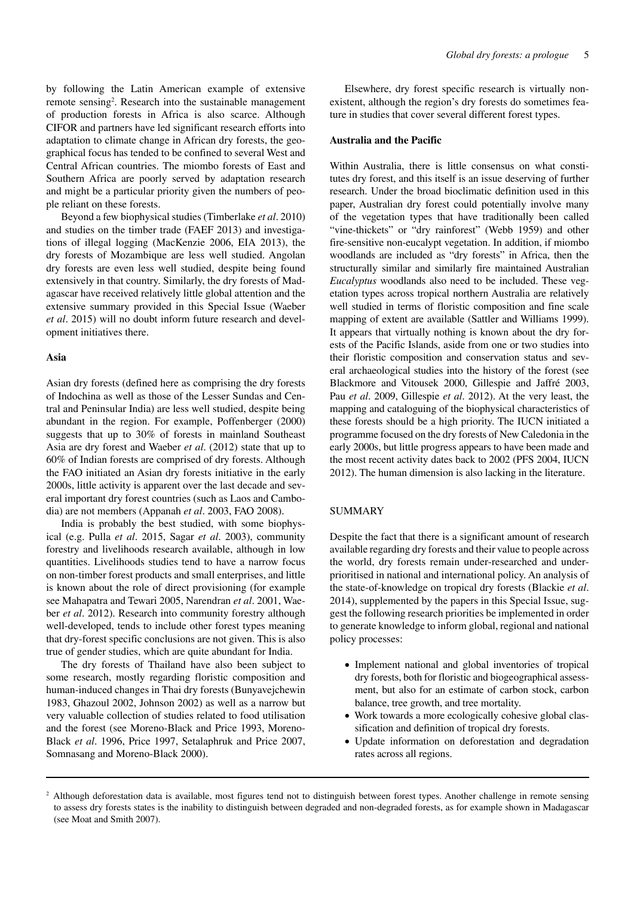by following the Latin American example of extensive remote sensing[2]. Research into the sustainable management of production forests in Africa is also scarce. Although CIFOR and partners have led significant research efforts into adaptation to climate change in African dry forests, the geographical focus has tended to be confined to several West and Central African countries. The miombo forests of East and Southern Africa are poorly served by adaptation research and might be a particular priority given the numbers of people reliant on these forests.

Beyond a few biophysical studies (Timberlake *et al*. 2010) and studies on the timber trade (FAEF 2013) and investigations of illegal logging (MacKenzie 2006, EIA 2013), the dry forests of Mozambique are less well studied. Angolan dry forests are even less well studied, despite being found extensively in that country. Similarly, the dry forests of Madagascar have received relatively little global attention and the extensive summary provided in this Special Issue (Waeber *et al*. 2015) will no doubt inform future research and development initiatives there.

### Asia

Asian dry forests (defined here as comprising the dry forests of Indochina as well as those of the Lesser Sundas and Central and Peninsular India) are less well studied, despite being abundant in the region. For example, Poffenberger (2000) suggests that up to 30% of forests in mainland Southeast Asia are dry forest and Waeber *et al.* (2012) state that up to 60% of Indian forests are comprised of dry forests. Although the FAO initiated an Asian dry forests initiative in the early 2000s, little activity is apparent over the last decade and several important dry forest countries (such as Laos and Cambodia) are not members (Appanah *et al*. 2003, FAO 2008).

India is probably the best studied, with some biophysical (e.g. Pulla *et al*. 2015, Sagar *et al*. 2003), community forestry and livelihoods research available, although in low quantities. Livelihoods studies tend to have a narrow focus on non-timber forest products and small enterprises, and little is known about the role of direct provisioning (for example see Mahapatra and Tewari 2005, Narendran *et al*. 2001, Waeber *et al*. 2012). Research into community forestry although well-developed, tends to include other forest types meaning that dry-forest specific conclusions are not given. This is also true of gender studies, which are quite abundant for India.

The dry forests of Thailand have also been subject to some research, mostly regarding floristic composition and human-induced changes in Thai dry forests (Bunyavejchewin 1983, Ghazoul 2002, Johnson 2002) as well as a narrow but very valuable collection of studies related to food utilisation and the forest (see Moreno-Black and Price 1993, Moreno-Black *et al*. 1996, Price 1997, Setalaphruk and Price 2007, Somnasang and Moreno-Black 2000).

Elsewhere, dry forest specific research is virtually non-existent, although the region's dry forests do sometimes feature in studies that cover several different forest types.

### Australia and the Pacific

Within Australia, there is little consensus on what constitutes dry forest, and this itself is an issue deserving of further research. Under the broad bioclimatic definition used in this paper, Australian dry forest could potentially involve many of the vegetation types that have traditionally been called "vine-thickets" or "dry rainforest" (Webb 1959) and other fire-sensitive non-eucalypt vegetation. In addition, if miombo woodlands are included as "dry forests" in Africa, then the structurally similar and similarly fire maintained Australian *Eucalyptus* woodlands also need to be included. These vegetation types across tropical northern Australia are relatively well studied in terms of floristic composition and fine scale mapping of extent are available (Sattler and Williams 1999). It appears that virtually nothing is known about the dry forests of the Pacific Islands, aside from one or two studies into their floristic composition and conservation status and several archaeological studies into the history of the forest (see Blackmore and Vitousek 2000, Gillespie and Jaffré 2003, Pau *et al*. 2009, Gillespie *et al*. 2012). At the very least, the mapping and cataloguing of the biophysical characteristics of these forests should be a high priority. The IUCN initiated a programme focused on the dry forests of New Caledonia in the early 2000s, but little progress appears to have been made and the most recent activity dates back to 2002 (PFS 2004, IUCN 2012). The human dimension is also lacking in the literature.

## SUMMARY

Despite the fact that there is a significant amount of research available regarding dry forests and their value to people across the world, dry forests remain under-researched and under-prioritised in national and international policy. An analysis of the state-of-knowledge on tropical dry forests (Blackie *et al*. 2014), supplemented by the papers in this Special Issue, suggest the following research priorities be implemented in order to generate knowledge to inform global, regional and national policy processes:

- Implement national and global inventories of tropical dry forests, both for floristic and biogeographical assessment, but also for an estimate of carbon stock, carbon balance, tree growth, and tree mortality.
- Work towards a more ecologically cohesive global classification and definition of tropical dry forests.
- Update information on deforestation and degradation rates across all regions.

---

[2] Although deforestation data is available, most figures tend not to distinguish between forest types. Another challenge in remote sensing to assess dry forests states is the inability to distinguish between degraded and non-degraded forests, as for example shown in Madagascar (see Moat and Smith 2007).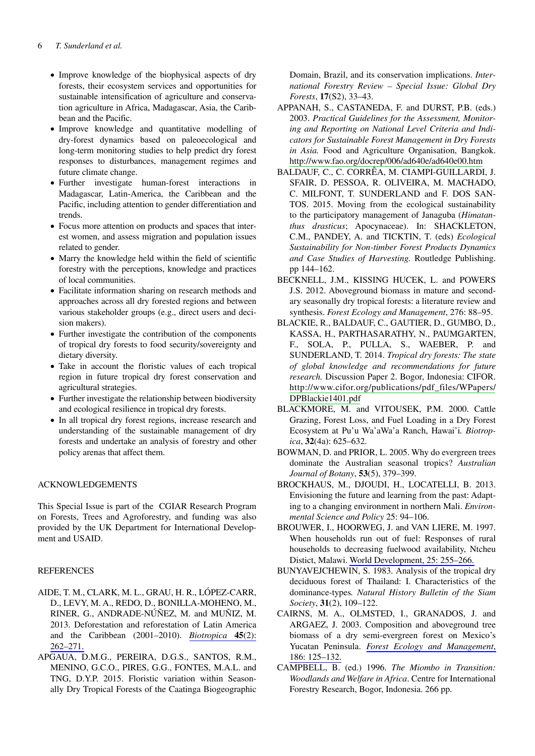- Improve knowledge of the biophysical aspects of dry forests, their ecosystem services and opportunities for sustainable intensification of agriculture and conservation agriculture in Africa, Madagascar, Asia, the Caribbean and the Pacific.
- Improve knowledge and quantitative modelling of dry-forest dynamics based on paleoecological and long-term monitoring studies to help predict dry forest responses to disturbances, management regimes and future climate change.
- Further investigate human-forest interactions in Madagascar, Latin-America, the Caribbean and the Pacific, including attention to gender differentiation and trends.
- Focus more attention on products and spaces that interest women, and assess migration and population issues related to gender.
- Marry the knowledge held within the field of scientific forestry with the perceptions, knowledge and practices of local communities.
- Facilitate information sharing on research methods and approaches across all dry forested regions and between various stakeholder groups (e.g., direct users and decision makers).
- Further investigate the contribution of the components of tropical dry forests to food security/sovereignty and dietary diversity.
- Take in account the floristic values of each tropical region in future tropical dry forest conservation and agricultural strategies.
- Further investigate the relationship between biodiversity and ecological resilience in tropical dry forests.
- In all tropical dry forest regions, increase research and understanding of the sustainable management of dry forests and undertake an analysis of forestry and other policy arenas that affect them.

## ACKNOWLEDGEMENTS

This Special Issue is part of the CGIAR Research Program on Forests, Trees and Agroforestry, and funding was also provided by the UK Department for International Development and USAID.

## REFERENCES

AIDE, T. M., CLARK, M. L., GRAU, H. R., LÓPEZ-CARR, D., LEVY, M. A., REDO, D., BONILLA-MOHENO, M., RINER, G., ANDRADE-NÚÑEZ, M. and MUÑIZ, M. 2013. Deforestation and reforestation of Latin America and the Caribbean (2001–2010). *Biotropica* **45**(2): 262–271.

APGAUA, D.M.G., PEREIRA, D.G.S., SANTOS, R.M., MENINO, G.C.O., PIRES, G.G., FONTES, M.A.L. and TNG, D.Y.P. 2015. Floristic variation within Seasonally Dry Tropical Forests of the Caatinga Biogeographic Domain, Brazil, and its conservation implications. *International Forestry Review – Special Issue: Global Dry Forests*, **17**(S2), 33–43.

APPANAH, S., CASTANEDA, F. and DURST, P.B. (eds.) 2003. *Practical Guidelines for the Assessment, Monitoring and Reporting on National Level Criteria and Indicators for Sustainable Forest Management in Dry Forests in Asia.* Food and Agriculture Organisation, Bangkok. http://www.fao.org/docrep/006/ad640e/ad640e00.htm

BALDAUF, C., C. CORRÊA, M. CIAMPI-GUILLARDI, J. SFAIR, D. PESSOA, R. OLIVEIRA, M. MACHADO, C. MILFONT, T. SUNDERLAND and F. DOS SANTOS. 2015. Moving from the ecological sustainability to the participatory management of Janaguba (*Himatanthus drasticus*; Apocynaceae). In: SHACKLETON, C.M., PANDEY, A. and TICKTIN, T. (eds) *Ecological Sustainability for Non-timber Forest Products Dynamics and Case Studies of Harvesting.* Routledge Publishing. pp 144–162.

BECKNELL, J.M., KISSING HUCEK, L. and POWERS J.S. 2012. Aboveground biomass in mature and secondary seasonally dry tropical forests: a literature review and synthesis. *Forest Ecology and Management*, 276: 88–95.

BLACKIE, R., BALDAUF, C., GAUTIER, D., GUMBO, D., KASSA, H., PARTHASARATHY, N., PAUMGARTEN, F., SOLA, P., PULLA, S., WAEBER, P. and SUNDERLAND, T. 2014. *Tropical dry forests: The state of global knowledge and recommendations for future research.* Discussion Paper 2. Bogor, Indonesia: CIFOR. http://www.cifor.org/publications/pdf_files/WPapers/DPBlackie1401.pdf

BLACKMORE, M. and VITOUSEK, P.M. 2000. Cattle Grazing, Forest Loss, and Fuel Loading in a Dry Forest Ecosystem at Pu'u Wa'aWa'a Ranch, Hawai'i. *Biotropica*, **32**(4a): 625–632.

BOWMAN, D. and PRIOR, L. 2005. Why do evergreen trees dominate the Australian seasonal tropics? *Australian Journal of Botany*, **53**(5), 379–399.

BROCKHAUS, M., DJOUDI, H., LOCATELLI, B. 2013. Envisioning the future and learning from the past: Adapting to a changing environment in northern Mali. *Environmental Science and Policy* 25: 94–106.

BROUWER, I., HOORWEG, J. and VAN LIERE, M. 1997. When households run out of fuel: Responses of rural households to decreasing fuelwood availability, Ntcheu Distict, Malawi. World Development, 25: 255–266.

BUNYAVEJCHEWIN, S. 1983. Analysis of the tropical dry deciduous forest of Thailand: I. Characteristics of the dominance-types*.* *Natural History Bulletin of the Siam Society*, **31**(2), 109–122.

CAIRNS, M. A., OLMSTED, I., GRANADOS, J. and ARGAEZ, J. 2003. Composition and aboveground tree biomass of a dry semi-evergreen forest on Mexico's Yucatan Peninsula. *Forest Ecology and Management*, 186: 125–132.

CAMPBELL, B. (ed.) 1996. *The Miombo in Transition: Woodlands and Welfare in Africa*. Centre for International Forestry Research, Bogor, Indonesia. 266 pp.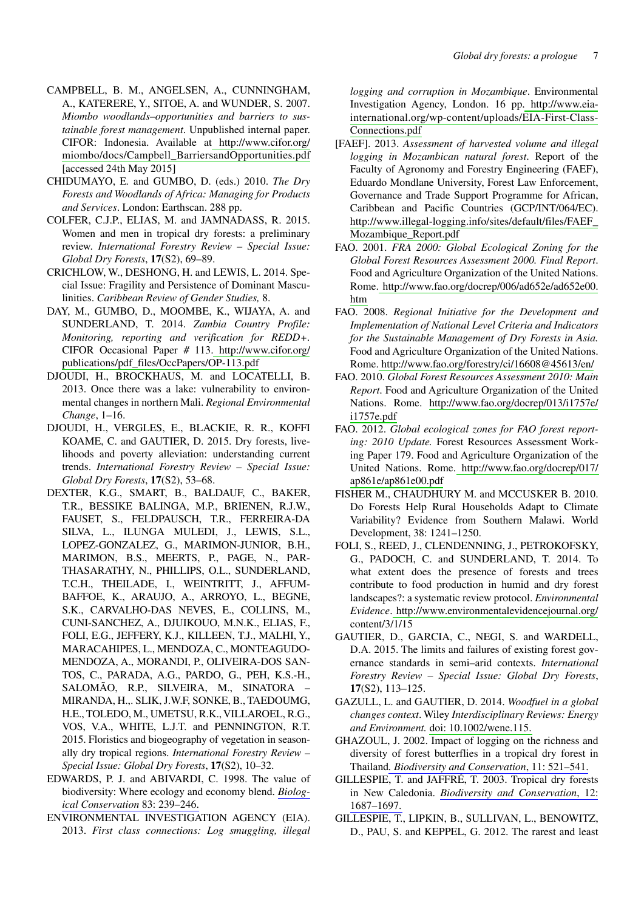CAMPBELL, B. M., ANGELSEN, A., CUNNINGHAM, A., KATERERE, Y., SITOE, A. and WUNDER, S. 2007. *Miombo woodlands–opportunities and barriers to sustainable forest management*. Unpublished internal paper. CIFOR: Indonesia. Available at http://www.cifor.org/miombo/docs/Campbell_BarriersandOpportunities.pdf [accessed 24th May 2015]

CHIDUMAYO, E. and GUMBO, D. (eds.) 2010. *The Dry Forests and Woodlands of Africa: Managing for Products and Services*. London: Earthscan. 288 pp.

COLFER, C.J.P., ELIAS, M. and JAMNADASS, R. 2015. Women and men in tropical dry forests: a preliminary review. *International Forestry Review – Special Issue: Global Dry Forests*, **17**(S2), 69–89.

CRICHLOW, W., DESHONG, H. and LEWIS, L. 2014. Special Issue: Fragility and Persistence of Dominant Masculinities. *Caribbean Review of Gender Studies,* 8.

DAY, M., GUMBO, D., MOOMBE, K., WIJAYA, A. and SUNDERLAND, T. 2014. *Zambia Country Profile: Monitoring, reporting and verification for REDD+*. CIFOR Occasional Paper # 113. http://www.cifor.org/publications/pdf_files/OccPapers/OP-113.pdf

DJOUDI, H., BROCKHAUS, M. and LOCATELLI, B. 2013. Once there was a lake: vulnerability to environmental changes in northern Mali. *Regional Environmental Change*, 1–16.

DJOUDI, H., VERGLES, E., BLACKIE, R. R., KOFFI KOAME, C. and GAUTIER, D. 2015. Dry forests, livelihoods and poverty alleviation: understanding current trends. *International Forestry Review – Special Issue: Global Dry Forests*, **17**(S2), 53–68.

DEXTER, K.G., SMART, B., BALDAUF, C., BAKER, T.R., BESSIKE BALINGA, M.P., BRIENEN, R.J.W., FAUSET, S., FELDPAUSCH, T.R., FERREIRA-DA SILVA, L., ILUNGA MULEDI, J., LEWIS, S.L., LOPEZ-GONZALEZ, G., MARIMON-JUNIOR, B.H., MARIMON, B.S., MEERTS, P., PAGE, N., PARTHASARATHY, N., PHILLIPS, O.L., SUNDERLAND, T.C.H., THEILADE, I., WEINTRITT, J., AFFUM-BAFFOE, K., ARAUJO, A., ARROYO, L., BEGNE, S.K., CARVALHO-DAS NEVES, E., COLLINS, M., CUNI-SANCHEZ, A., DJUIKOUO, M.N.K., ELIAS, F., FOLI, E.G., JEFFERY, K.J., KILLEEN, T.J., MALHI, Y., MARACAHIPES, L., MENDOZA, C., MONTEAGUDO-MENDOZA, A., MORANDI, P., OLIVEIRA-DOS SANTOS, C., PARADA, A.G., PARDO, G., PEH, K.S.-H., SALOMÃO, R.P., SILVEIRA, M., SINATORA – MIRANDA, H.,. SLIK, J.W.F, SONKE, B., TAEDOUMG, H.E., TOLEDO, M., UMETSU, R.K., VILLAROEL, R.G., VOS, V.A., WHITE, L.J.T. and PENNINGTON, R.T. 2015. Floristics and biogeography of vegetation in seasonally dry tropical regions. *International Forestry Review – Special Issue: Global Dry Forests*, **17**(S2), 10–32.

EDWARDS, P. J. and ABIVARDI, C. 1998. The value of biodiversity: Where ecology and economy blend. *Biological Conservation* 83: 239–246.

ENVIRONMENTAL INVESTIGATION AGENCY (EIA). 2013. *First class connections: Log smuggling, illegal logging and corruption in Mozambique*. Environmental Investigation Agency, London. 16 pp. http://www.eia-international.org/wp-content/uploads/EIA-First-Class-Connections.pdf

[FAEF]. 2013. *Assessment of harvested volume and illegal logging in Mozambican natural forest*. Report of the Faculty of Agronomy and Forestry Engineering (FAEF), Eduardo Mondlane University, Forest Law Enforcement, Governance and Trade Support Programme for African, Caribbean and Pacific Countries (GCP/INT/064/EC). http://www.illegal-logging.info/sites/default/files/FAEF_Mozambique_Report.pdf

FAO. 2001. *FRA 2000: Global Ecological Zoning for the Global Forest Resources Assessment 2000. Final Report*. Food and Agriculture Organization of the United Nations. Rome. http://www.fao.org/docrep/006/ad652e/ad652e00.htm

FAO. 2008. *Regional Initiative for the Development and Implementation of National Level Criteria and Indicators for the Sustainable Management of Dry Forests in Asia.* Food and Agriculture Organization of the United Nations. Rome. http://www.fao.org/forestry/ci/16608@45613/en/

FAO. 2010. *Global Forest Resources Assessment 2010: Main Report*. Food and Agriculture Organization of the United Nations. Rome. http://www.fao.org/docrep/013/i1757e/i1757e.pdf

FAO. 2012. *Global ecological zones for FAO forest reporting: 2010 Update.* Forest Resources Assessment Working Paper 179. Food and Agriculture Organization of the United Nations. Rome. http://www.fao.org/docrep/017/ap861e/ap861e00.pdf

FISHER M., CHAUDHURY M. and MCCUSKER B. 2010. Do Forests Help Rural Households Adapt to Climate Variability? Evidence from Southern Malawi. World Development, 38: 1241–1250.

FOLI, S., REED, J., CLENDENNING, J., PETROKOFSKY, G., PADOCH, C. and SUNDERLAND, T. 2014. To what extent does the presence of forests and trees contribute to food production in humid and dry forest landscapes?: a systematic review protocol. *Environmental Evidence*. http://www.environmentalevidencejournal.org/content/3/1/15

GAUTIER, D., GARCIA, C., NEGI, S. and WARDELL, D.A. 2015. The limits and failures of existing forest governance standards in semi–arid contexts. *International Forestry Review – Special Issue: Global Dry Forests*, **17**(S2), 113–125.

GAZULL, L. and GAUTIER, D. 2014. *Woodfuel in a global changes context*. Wiley *Interdisciplinary Reviews: Energy and Environment.* doi: 10.1002/wene.115.

GHAZOUL, J. 2002. Impact of logging on the richness and diversity of forest butterflies in a tropical dry forest in Thailand. *Biodiversity and Conservation*, 11: 521–541.

GILLESPIE, T. and JAFFRÉ, T. 2003. Tropical dry forests in New Caledonia. *Biodiversity and Conservation*, 12: 1687–1697.

GILLESPIE, T., LIPKIN, B., SULLIVAN, L., BENOWITZ, D., PAU, S. and KEPPEL, G. 2012. The rarest and least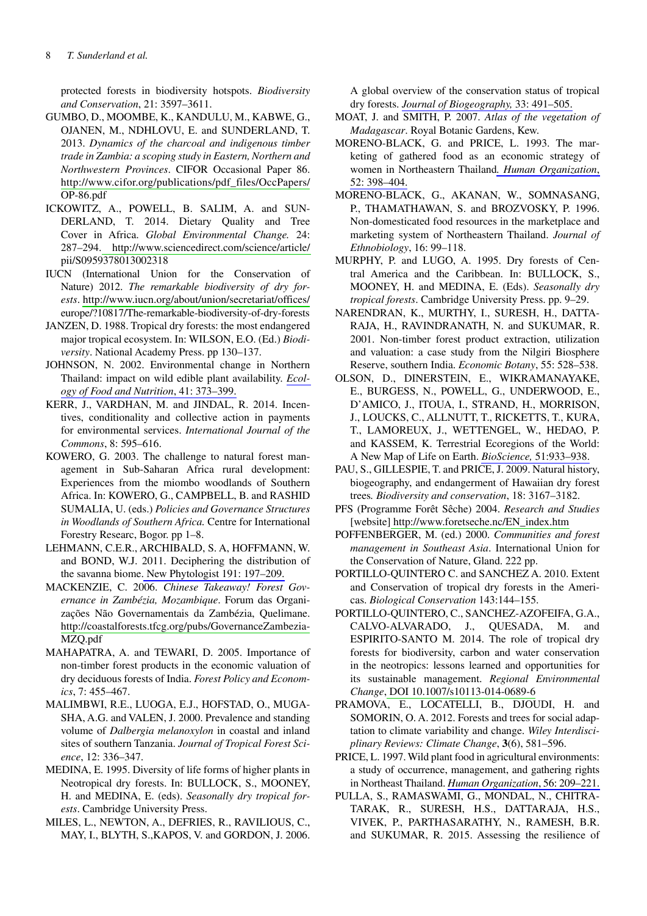protected forests in biodiversity hotspots. *Biodiversity and Conservation*, 21: 3597–3611.

GUMBO, D., MOOMBE, K., KANDULU, M., KABWE, G., OJANEN, M., NDHLOVU, E. and SUNDERLAND, T. 2013. *Dynamics of the charcoal and indigenous timber trade in Zambia: a scoping study in Eastern, Northern and Northwestern Provinces*. CIFOR Occasional Paper 86. http://www.cifor.org/publications/pdf_files/OccPapers/OP-86.pdf

ICKOWITZ, A., POWELL, B. SALIM, A. and SUNDERLAND, T. 2014. Dietary Quality and Tree Cover in Africa. *Global Environmental Change.* 24: 287–294. http://www.sciencedirect.com/science/article/pii/S0959378013002318

IUCN (International Union for the Conservation of Nature) 2012. *The remarkable biodiversity of dry forests*. http://www.iucn.org/about/union/secretariat/offices/europe/?10817/The-remarkable-biodiversity-of-dry-forests

JANZEN, D. 1988. Tropical dry forests: the most endangered major tropical ecosystem. In: WILSON, E.O. (Ed.) *Biodiversity*. National Academy Press. pp 130–137.

JOHNSON, N. 2002. Environmental change in Northern Thailand: impact on wild edible plant availability. *Ecology of Food and Nutrition*, 41: 373–399.

KERR, J., VARDHAN, M. and JINDAL, R. 2014. Incentives, conditionality and collective action in payments for environmental services. *International Journal of the Commons*, 8: 595–616.

KOWERO, G. 2003. The challenge to natural forest management in Sub-Saharan Africa rural development: Experiences from the miombo woodlands of Southern Africa. In: KOWERO, G., CAMPBELL, B. and RASHID SUMALIA, U. (eds.) *Policies and Governance Structures in Woodlands of Southern Africa.* Centre for International Forestry Researc, Bogor. pp 1–8.

LEHMANN, C.E.R., ARCHIBALD, S. A, HOFFMANN, W. and BOND, W.J. 2011. Deciphering the distribution of the savanna biome. New Phytologist 191: 197–209.

MACKENZIE, C. 2006. *Chinese Takeaway! Forest Governance in Zambézia, Mozambique*. Forum das Organizações Não Governamentais da Zambézia, Quelimane. http://coastalforests.tfcg.org/pubs/GovernanceZambezia-MZQ.pdf

MAHAPATRA, A. and TEWARI, D. 2005. Importance of non-timber forest products in the economic valuation of dry deciduous forests of India. *Forest Policy and Economics*, 7: 455–467.

MALIMBWI, R.E., LUOGA, E.J., HOFSTAD, O., MUGASHA, A.G. and VALEN, J. 2000. Prevalence and standing volume of *Dalbergia melanoxylon* in coastal and inland sites of southern Tanzania. *Journal of Tropical Forest Science*, 12: 336–347.

MEDINA, E. 1995. Diversity of life forms of higher plants in Neotropical dry forests. In: BULLOCK, S., MOONEY, H. and MEDINA, E. (eds). *Seasonally dry tropical forests*. Cambridge University Press.

MILES, L., NEWTON, A., DEFRIES, R., RAVILIOUS, C., MAY, I., BLYTH, S.,KAPOS, V. and GORDON, J. 2006. A global overview of the conservation status of tropical dry forests. *Journal of Biogeography,* 33: 491–505.

MOAT, J. and SMITH, P. 2007. *Atlas of the vegetation of Madagascar*. Royal Botanic Gardens, Kew.

MORENO-BLACK, G. and PRICE, L. 1993. The marketing of gathered food as an economic strategy of women in Northeastern Thailand. *Human Organization*, 52: 398–404.

MORENO-BLACK, G., AKANAN, W., SOMNASANG, P., THAMATHAWAN, S. and BROZVOSKY, P. 1996. Non-domesticated food resources in the marketplace and marketing system of Northeastern Thailand. *Journal of Ethnobiology*, 16: 99–118.

MURPHY, P. and LUGO, A. 1995. Dry forests of Central America and the Caribbean. In: BULLOCK, S., MOONEY, H. and MEDINA, E. (Eds). *Seasonally dry tropical forests*. Cambridge University Press. pp. 9–29.

NARENDRAN, K., MURTHY, I., SURESH, H., DATTARAJA, H., RAVINDRANATH, N. and SUKUMAR, R. 2001. Non-timber forest product extraction, utilization and valuation: a case study from the Nilgiri Biosphere Reserve, southern India. *Economic Botany*, 55: 528–538.

OLSON, D., DINERSTEIN, E., WIKRAMANAYAKE, E., BURGESS, N., POWELL, G., UNDERWOOD, E., D'AMICO, J., ITOUA, I., STRAND, H., MORRISON, J., LOUCKS, C., ALLNUTT, T., RICKETTS, T., KURA, T., LAMOREUX, J., WETTENGEL, W., HEDAO, P. and KASSEM, K. Terrestrial Ecoregions of the World: A New Map of Life on Earth. *BioScience,* 51:933–938.

PAU, S., GILLESPIE, T. and PRICE, J. 2009. Natural history, biogeography, and endangerment of Hawaiian dry forest trees*. Biodiversity and conservation*, 18: 3167–3182.

PFS (Programme Forêt Sêche) 2004. *Research and Studies* [website] http://www.foretseche.nc/EN_index.htm

POFFENBERGER, M. (ed.) 2000. *Communities and forest management in Southeast Asia*. International Union for the Conservation of Nature, Gland. 222 pp.

PORTILLO-QUINTERO C. and SANCHEZ A. 2010. Extent and Conservation of tropical dry forests in the Americas. *Biological Conservation* 143:144–155.

PORTILLO-QUINTERO, C., SANCHEZ-AZOFEIFA, G.A., CALVO-ALVARADO, J., QUESADA, M. and ESPIRITO-SANTO M. 2014. The role of tropical dry forests for biodiversity, carbon and water conservation in the neotropics: lessons learned and opportunities for its sustainable management. *Regional Environmental Change*, DOI 10.1007/s10113-014-0689-6

PRAMOVA, E., LOCATELLI, B., DJOUDI, H. and SOMORIN, O. A. 2012. Forests and trees for social adaptation to climate variability and change. *Wiley Interdisciplinary Reviews: Climate Change*, **3**(6), 581–596.

PRICE, L. 1997. Wild plant food in agricultural environments: a study of occurrence, management, and gathering rights in Northeast Thailand. *Human Organization*, 56: 209–221.

PULLA, S., RAMASWAMI, G., MONDAL, N., CHITRATARAK, R., SURESH, H.S., DATTARAJA, H.S., VIVEK, P., PARTHASARATHY, N., RAMESH, B.R. and SUKUMAR, R. 2015. Assessing the resilience of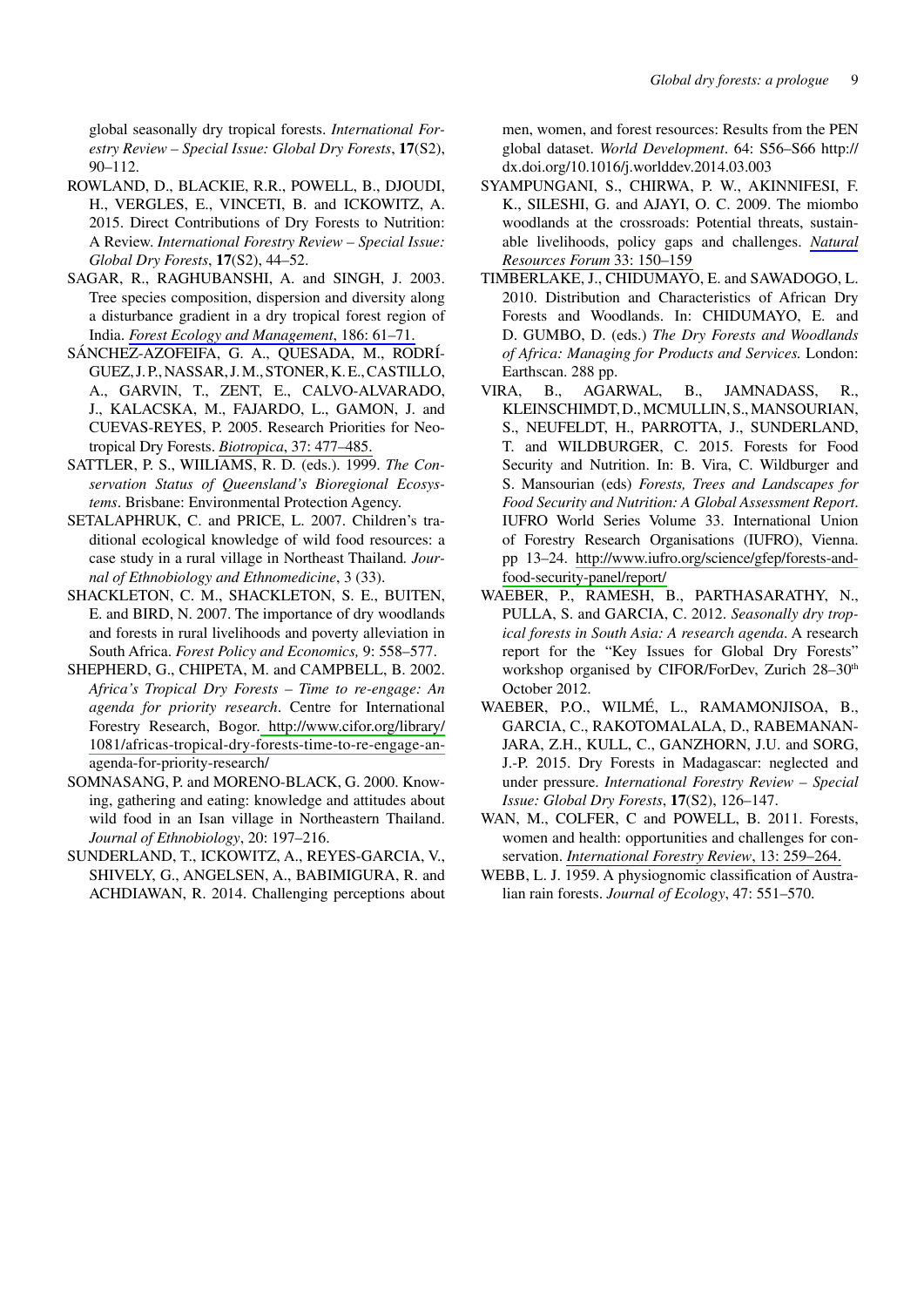global seasonally dry tropical forests. *International Forestry Review – Special Issue: Global Dry Forests*, **17**(S2), 90–112.

ROWLAND, D., BLACKIE, R.R., POWELL, B., DJOUDI, H., VERGLES, E., VINCETI, B. and ICKOWITZ, A. 2015. Direct Contributions of Dry Forests to Nutrition: A Review. *International Forestry Review – Special Issue: Global Dry Forests*, **17**(S2), 44–52.

SAGAR, R., RAGHUBANSHI, A. and SINGH, J. 2003. Tree species composition, dispersion and diversity along a disturbance gradient in a dry tropical forest region of India. *Forest Ecology and Management*, 186: 61–71.

SÁNCHEZ-AZOFEIFA, G. A., QUESADA, M., RODRÍGUEZ, J. P., NASSAR, J. M., STONER, K. E., CASTILLO, A., GARVIN, T., ZENT, E., CALVO-ALVARADO, J., KALACSKA, M., FAJARDO, L., GAMON, J. and CUEVAS-REYES, P. 2005. Research Priorities for Neotropical Dry Forests. *Biotropica*, 37: 477–485.

SATTLER, P. S., WIILIAMS, R. D. (eds.). 1999. *The Conservation Status of Queensland's Bioregional Ecosystems*. Brisbane: Environmental Protection Agency.

SETALAPHRUK, C. and PRICE, L. 2007. Children's traditional ecological knowledge of wild food resources: a case study in a rural village in Northeast Thailand. *Journal of Ethnobiology and Ethnomedicine*, 3 (33).

SHACKLETON, C. M., SHACKLETON, S. E., BUITEN, E. and BIRD, N. 2007. The importance of dry woodlands and forests in rural livelihoods and poverty alleviation in South Africa. *Forest Policy and Economics,* 9: 558–577.

SHEPHERD, G., CHIPETA, M. and CAMPBELL, B. 2002. *Africa's Tropical Dry Forests – Time to re-engage: An agenda for priority research*. Centre for International Forestry Research, Bogor. http://www.cifor.org/library/1081/africas-tropical-dry-forests-time-to-re-engage-an-agenda-for-priority-research/

SOMNASANG, P. and MORENO-BLACK, G. 2000. Knowing, gathering and eating: knowledge and attitudes about wild food in an Isan village in Northeastern Thailand. *Journal of Ethnobiology*, 20: 197–216.

SUNDERLAND, T., ICKOWITZ, A., REYES-GARCIA, V., SHIVELY, G., ANGELSEN, A., BABIMIGURA, R. and ACHDIAWAN, R. 2014. Challenging perceptions about men, women, and forest resources: Results from the PEN global dataset. *World Development*. 64: S56–S66 http://dx.doi.org/10.1016/j.worlddev.2014.03.003

SYAMPUNGANI, S., CHIRWA, P. W., AKINNIFESI, F. K., SILESHI, G. and AJAYI, O. C. 2009. The miombo woodlands at the crossroads: Potential threats, sustainable livelihoods, policy gaps and challenges. *Natural Resources Forum* 33: 150–159

TIMBERLAKE, J., CHIDUMAYO, E. and SAWADOGO, L. 2010. Distribution and Characteristics of African Dry Forests and Woodlands. In: CHIDUMAYO, E. and D. GUMBO, D. (eds.) *The Dry Forests and Woodlands of Africa: Managing for Products and Services.* London: Earthscan. 288 pp.

VIRA, B., AGARWAL, B., JAMNADASS, R., KLEINSCHIMDT, D., MCMULLIN, S., MANSOURIAN, S., NEUFELDT, H., PARROTTA, J., SUNDERLAND, T. and WILDBURGER, C. 2015. Forests for Food Security and Nutrition. In: B. Vira, C. Wildburger and S. Mansourian (eds) *Forests, Trees and Landscapes for Food Security and Nutrition: A Global Assessment Report*. IUFRO World Series Volume 33. International Union of Forestry Research Organisations (IUFRO), Vienna. pp 13–24. http://www.iufro.org/science/gfep/forests-and-food-security-panel/report/

WAEBER, P., RAMESH, B., PARTHASARATHY, N., PULLA, S. and GARCIA, C. 2012. *Seasonally dry tropical forests in South Asia: A research agenda*. A research report for the "Key Issues for Global Dry Forests" workshop organised by CIFOR/ForDev, Zurich 28–30th October 2012.

WAEBER, P.O., WILMÉ, L., RAMAMONJISOA, B., GARCIA, C., RAKOTOMALALA, D., RABEMANANJARA, Z.H., KULL, C., GANZHORN, J.U. and SORG, J.-P. 2015. Dry Forests in Madagascar: neglected and under pressure. *International Forestry Review – Special Issue: Global Dry Forests*, **17**(S2), 126–147.

WAN, M., COLFER, C and POWELL, B. 2011. Forests, women and health: opportunities and challenges for conservation. *International Forestry Review*, 13: 259–264.

WEBB, L. J. 1959. A physiognomic classification of Australian rain forests. *Journal of Ecology*, 47: 551–570.